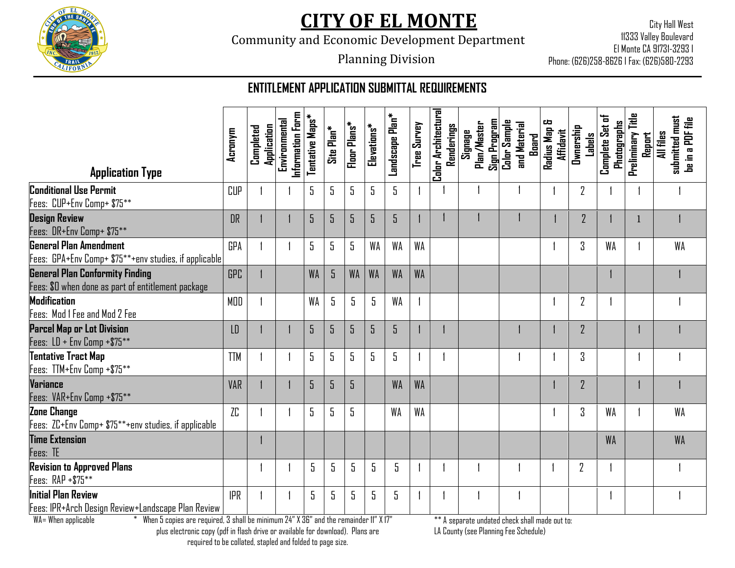# CITY OF EL MONTE

Community and Economic Development Department

Planning Division

City Hall West
11333 Valley Boulevard
El Monte CA 91731-3293 I
Phone: (626)258-8626 I Fax: (626)580-2293

## ENTITLEMENT APPLICATION SUBMITTAL REQUIREMENTS

| Application Type | Acronym | Completed Application | Environmental Information Form | Tentative Maps* | Site Plan* | Floor Plans* | Elevations* | Landscape Plan* | Tree Survey | Color Architectural Renderings | Signage Plan/Master Sign Program | Color Sample and Material Board | Radius Map & Affidavit | Ownership Labels | Complete Set of Photographs | Preliminary Title Report | All files submitted must be in a PDF file |
|---|---|---|---|---|---|---|---|---|---|---|---|---|---|---|---|---|---|
| **Conditional Use Permit**<br>Fees: CUP+Env Comp+ $75** | CUP | 1 | 1 | 5 | 5 | 5 | 5 | 5 | 1 | 1 | 1 | 1 | 1 | 2 | 1 | 1 | 1 |
| **Design Review**<br>Fees: DR+Env Comp+ $75** | DR | 1 | 1 | 5 | 5 | 5 | 5 | 5 | 1 | 1 | 1 | 1 | 1 | 2 | 1 | 1 | 1 |
| **General Plan Amendment**<br>Fees: GPA+Env Comp+ $75**+env studies, if applicable | GPA | 1 | 1 | 5 | 5 | 5 | WA | WA | WA | | | | 1 | 3 | WA | 1 | WA |
| **General Plan Conformity Finding**<br>Fees: $0 when done as part of entitlement package | GPC | 1 | | WA | 5 | WA | WA | WA | WA | | | | | | 1 | | 1 |
| **Modification**<br>Fees: Mod 1 Fee and Mod 2 Fee | MOD | 1 | | WA | 5 | 5 | 5 | WA | 1 | | | | 1 | 2 | 1 | | 1 |
| **Parcel Map or Lot Division**<br>Fees: LD + Env Comp +$75** | LD | 1 | 1 | 5 | 5 | 5 | 5 | 5 | 1 | 1 | | 1 | 1 | 2 | | 1 | 1 |
| **Tentative Tract Map**<br>Fees: TTM+Env Comp +$75** | TTM | 1 | 1 | 5 | 5 | 5 | 5 | 5 | 1 | 1 | | 1 | 1 | 3 | | 1 | 1 |
| **Variance**<br>Fees: VAR+Env Comp +$75** | VAR | 1 | 1 | 5 | 5 | 5 | | WA | WA | | | | 1 | 2 | | 1 | 1 |
| **Zone Change**<br>Fees: ZC+Env Comp+ $75**+env studies, if applicable | ZC | 1 | 1 | 5 | 5 | 5 | | WA | WA | | | | 1 | 3 | WA | 1 | WA |
| **Time Extension**<br>Fees: TE | | 1 | | | | | | | | | | | | | WA | | WA |
| **Revision to Approved Plans**<br>Fees: RAP +$75** | | 1 | 1 | 5 | 5 | 5 | 5 | 5 | 1 | 1 | 1 | 1 | 1 | 2 | 1 | | 1 |
| **Initial Plan Review**<br>Fees: IPR+Arch Design Review+Landscape Plan Review | IPR | 1 | 1 | 5 | 5 | 5 | 5 | 5 | 1 | 1 | 1 | 1 | | | 1 | | 1 |

WA= When applicable

\* When 5 copies are required, 3 shall be minimum 24" X 36" and the remainder 11" X 17" plus electronic copy (pdf in flash drive or available for download). Plans are required to be collated, stapled and folded to page size.

** A separate undated check shall made out to: LA County (see Planning Fee Schedule)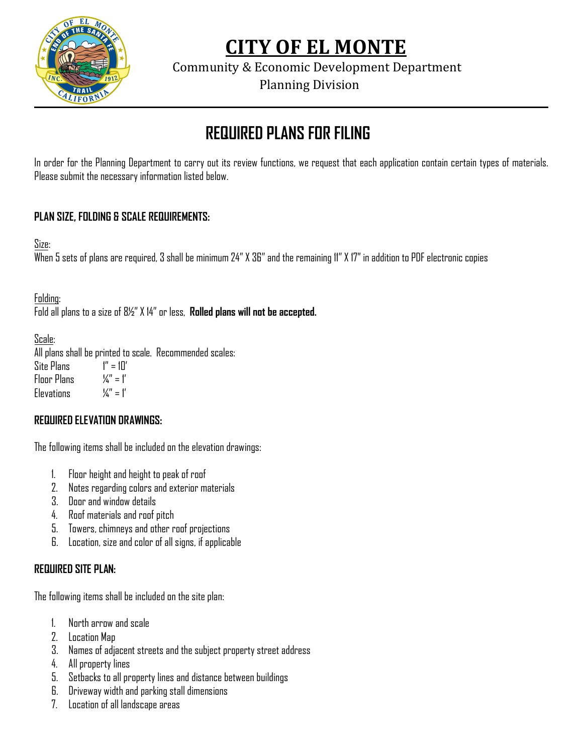# CITY OF EL MONTE

Community & Economic Development Department
Planning Division

## REQUIRED PLANS FOR FILING

In order for the Planning Department to carry out its review functions, we request that each application contain certain types of materials. Please submit the necessary information listed below.

### PLAN SIZE, FOLDING & SCALE REQUIREMENTS:

Size:
When 5 sets of plans are required, 3 shall be minimum 24" X 36" and the remaining 11" X 17" in addition to PDF electronic copies

Folding:
Fold all plans to a size of 8½" X 14" or less, **Rolled plans will not be accepted.**

Scale:
All plans shall be printed to scale. Recommended scales:

| | |
|---|---|
| Site Plans | 1" = 10' |
| Floor Plans | ¼" = 1' |
| Elevations | ¼" = 1' |

### REQUIRED ELEVATION DRAWINGS:

The following items shall be included on the elevation drawings:

1. Floor height and height to peak of roof
2. Notes regarding colors and exterior materials
3. Door and window details
4. Roof materials and roof pitch
5. Towers, chimneys and other roof projections
6. Location, size and color of all signs, if applicable

### REQUIRED SITE PLAN:

The following items shall be included on the site plan:

1. North arrow and scale
2. Location Map
3. Names of adjacent streets and the subject property street address
4. All property lines
5. Setbacks to all property lines and distance between buildings
6. Driveway width and parking stall dimensions
7. Location of all landscape areas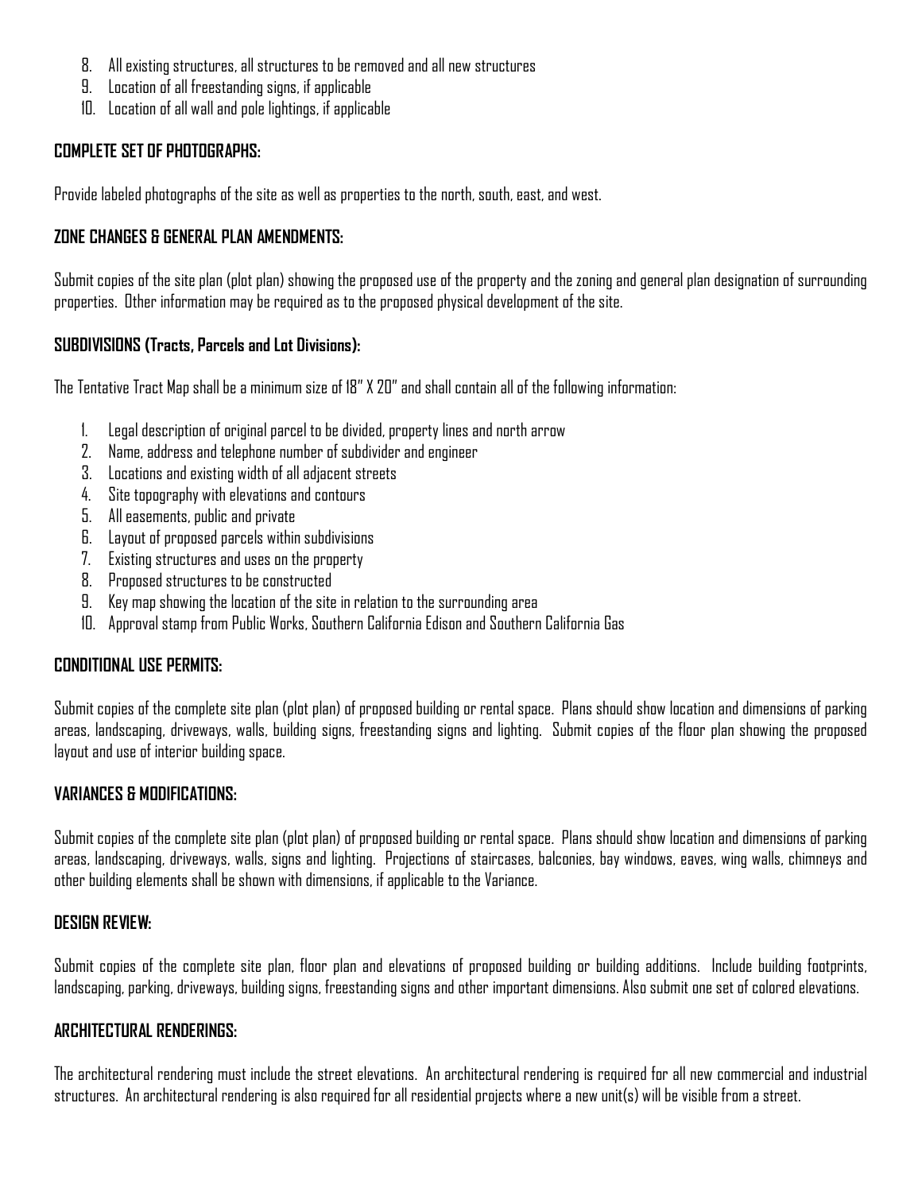8. All existing structures, all structures to be removed and all new structures
9. Location of all freestanding signs, if applicable
10. Location of all wall and pole lightings, if applicable

**COMPLETE SET OF PHOTOGRAPHS:**

Provide labeled photographs of the site as well as properties to the north, south, east, and west.

**ZONE CHANGES & GENERAL PLAN AMENDMENTS:**

Submit copies of the site plan (plot plan) showing the proposed use of the property and the zoning and general plan designation of surrounding properties. Other information may be required as to the proposed physical development of the site.

**SUBDIVISIONS (Tracts, Parcels and Lot Divisions):**

The Tentative Tract Map shall be a minimum size of 18" X 20" and shall contain all of the following information:

1. Legal description of original parcel to be divided, property lines and north arrow
2. Name, address and telephone number of subdivider and engineer
3. Locations and existing width of all adjacent streets
4. Site topography with elevations and contours
5. All easements, public and private
6. Layout of proposed parcels within subdivisions
7. Existing structures and uses on the property
8. Proposed structures to be constructed
9. Key map showing the location of the site in relation to the surrounding area
10. Approval stamp from Public Works, Southern California Edison and Southern California Gas

**CONDITIONAL USE PERMITS:**

Submit copies of the complete site plan (plot plan) of proposed building or rental space. Plans should show location and dimensions of parking areas, landscaping, driveways, walls, building signs, freestanding signs and lighting. Submit copies of the floor plan showing the proposed layout and use of interior building space.

**VARIANCES & MODIFICATIONS:**

Submit copies of the complete site plan (plot plan) of proposed building or rental space. Plans should show location and dimensions of parking areas, landscaping, driveways, walls, signs and lighting. Projections of staircases, balconies, bay windows, eaves, wing walls, chimneys and other building elements shall be shown with dimensions, if applicable to the Variance.

**DESIGN REVIEW:**

Submit copies of the complete site plan, floor plan and elevations of proposed building or building additions. Include building footprints, landscaping, parking, driveways, building signs, freestanding signs and other important dimensions. Also submit one set of colored elevations.

**ARCHITECTURAL RENDERINGS:**

The architectural rendering must include the street elevations. An architectural rendering is required for all new commercial and industrial structures. An architectural rendering is also required for all residential projects where a new unit(s) will be visible from a street.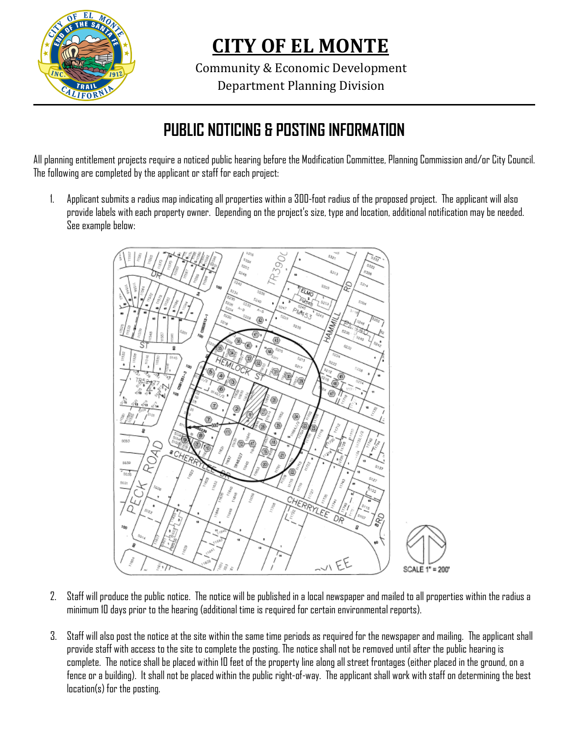# CITY OF EL MONTE

Community & Economic Development
Department Planning Division

## PUBLIC NOTICING & POSTING INFORMATION

All planning entitlement projects require a noticed public hearing before the Modification Committee, Planning Commission and/or City Council. The following are completed by the applicant or staff for each project:

1. Applicant submits a radius map indicating all properties within a 300-foot radius of the proposed project. The applicant will also provide labels with each property owner. Depending on the project's size, type and location, additional notification may be needed. See example below:

2. Staff will produce the public notice. The notice will be published in a local newspaper and mailed to all properties within the radius a minimum 10 days prior to the hearing (additional time is required for certain environmental reports).

3. Staff will also post the notice at the site within the same time periods as required for the newspaper and mailing. The applicant shall provide staff with access to the site to complete the posting. The notice shall not be removed until after the public hearing is complete. The notice shall be placed within 10 feet of the property line along all street frontages (either placed in the ground, on a fence or a building). It shall not be placed within the public right-of-way. The applicant shall work with staff on determining the best location(s) for the posting.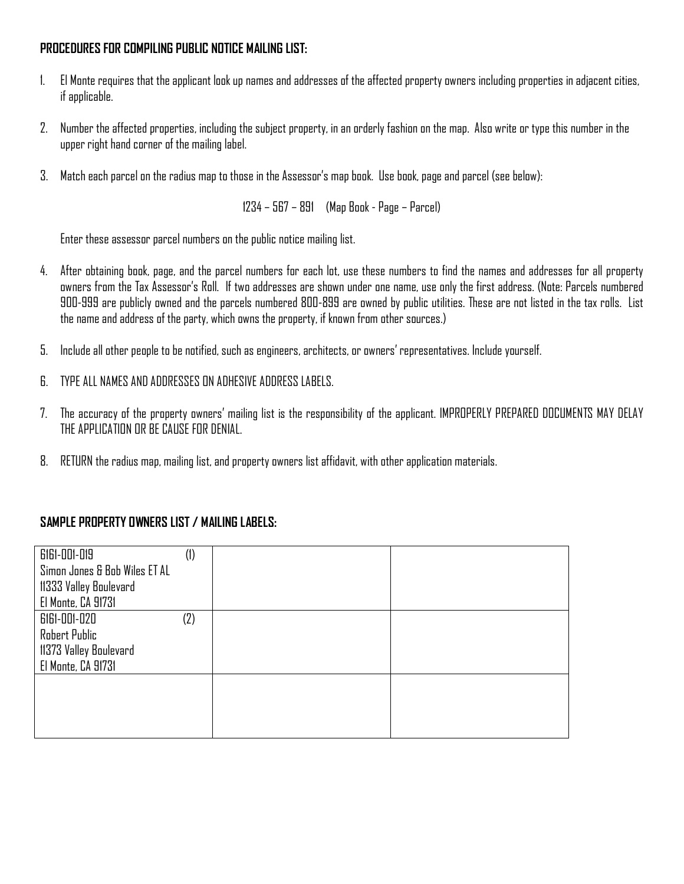**PROCEDURES FOR COMPILING PUBLIC NOTICE MAILING LIST:**

1. El Monte requires that the applicant look up names and addresses of the affected property owners including properties in adjacent cities, if applicable.

2. Number the affected properties, including the subject property, in an orderly fashion on the map. Also write or type this number in the upper right hand corner of the mailing label.

3. Match each parcel on the radius map to those in the Assessor's map book. Use book, page and parcel (see below):

   1234 – 567 – 891 (Map Book - Page – Parcel)

   Enter these assessor parcel numbers on the public notice mailing list.

4. After obtaining book, page, and the parcel numbers for each lot, use these numbers to find the names and addresses for all property owners from the Tax Assessor's Roll. If two addresses are shown under one name, use only the first address. (Note: Parcels numbered 900-999 are publicly owned and the parcels numbered 800-899 are owned by public utilities. These are not listed in the tax rolls. List the name and address of the party, which owns the property, if known from other sources.)

5. Include all other people to be notified, such as engineers, architects, or owners' representatives. Include yourself.

6. TYPE ALL NAMES AND ADDRESSES ON ADHESIVE ADDRESS LABELS.

7. The accuracy of the property owners' mailing list is the responsibility of the applicant. IMPROPERLY PREPARED DOCUMENTS MAY DELAY THE APPLICATION OR BE CAUSE FOR DENIAL.

8. RETURN the radius map, mailing list, and property owners list affidavit, with other application materials.

**SAMPLE PROPERTY OWNERS LIST / MAILING LABELS:**

| | | |
|---|---|---|
| 6161-001-019 (1)<br>Simon Jones & Bob Wiles ET AL<br>11333 Valley Boulevard<br>El Monte, CA 91731 | | |
| 6161-001-020 (2)<br>Robert Public<br>11373 Valley Boulevard<br>El Monte, CA 91731 | | |
| | | |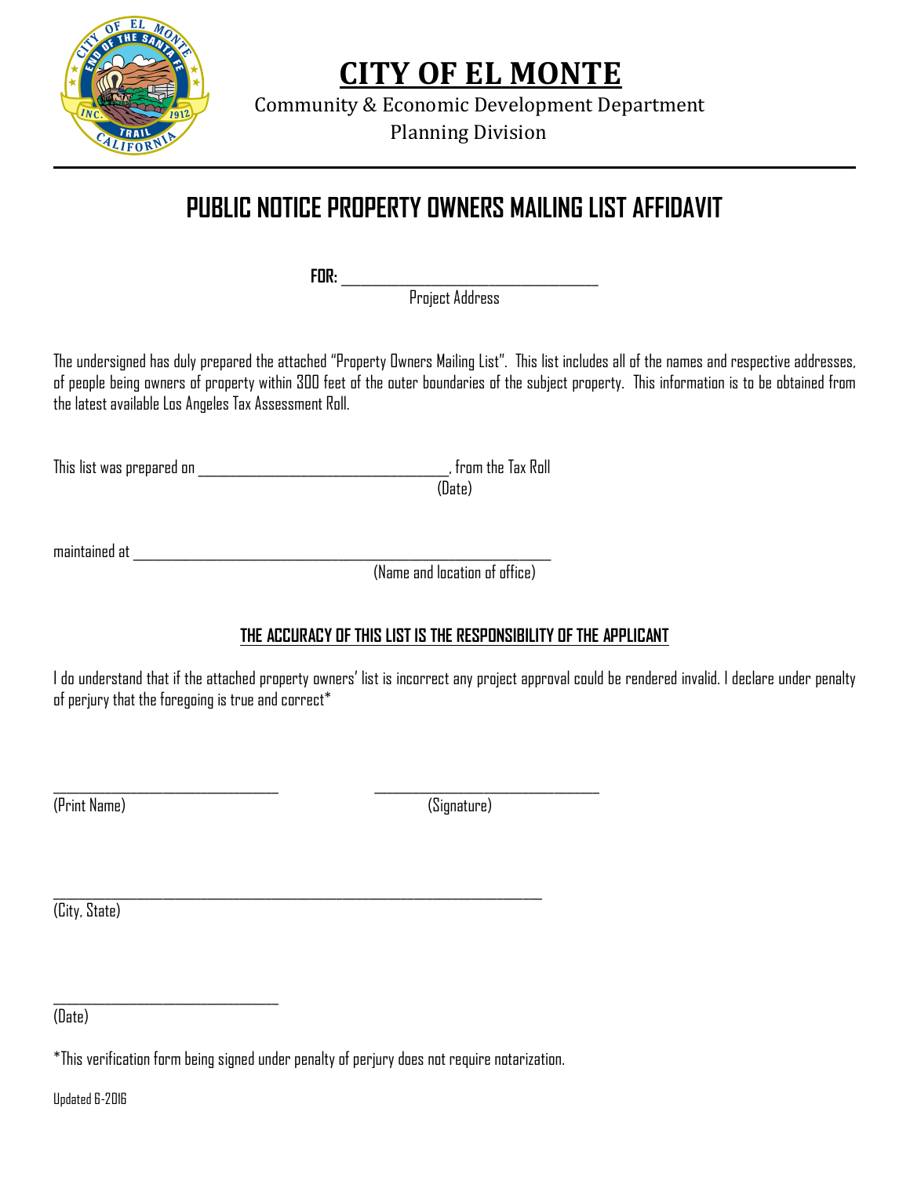# CITY OF EL MONTE

Community & Economic Development Department
Planning Division

## PUBLIC NOTICE PROPERTY OWNERS MAILING LIST AFFIDAVIT

**FOR:** ______________________________________
Project Address

The undersigned has duly prepared the attached "Property Owners Mailing List". This list includes all of the names and respective addresses, of people being owners of property within 300 feet of the outer boundaries of the subject property. This information is to be obtained from the latest available Los Angeles Tax Assessment Roll.

This list was prepared on ______________________________________, from the Tax Roll
(Date)

maintained at ______________________________________________________________
(Name and location of office)

**THE ACCURACY OF THIS LIST IS THE RESPONSIBILITY OF THE APPLICANT**

I do understand that if the attached property owners' list is incorrect any project approval could be rendered invalid. I declare under penalty of perjury that the foregoing is true and correct*

_________________________________ _________________________________
(Print Name) (Signature)

__________________________________________________________________________
(City, State)

_________________________________
(Date)

*This verification form being signed under penalty of perjury does not require notarization.

Updated 6-2016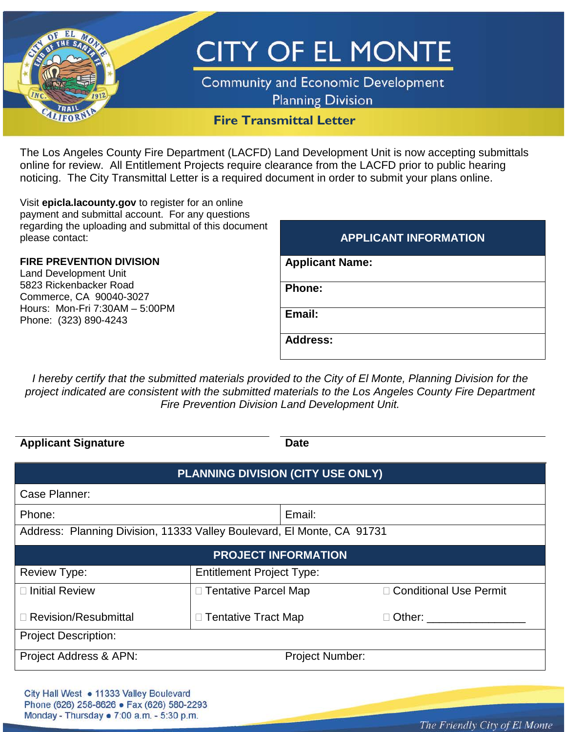# CITY OF EL MONTE

Community and Economic Development
Planning Division

## Fire Transmittal Letter

The Los Angeles County Fire Department (LACFD) Land Development Unit is now accepting submittals online for review. All Entitlement Projects require clearance from the LACFD prior to public hearing noticing. The City Transmittal Letter is a required document in order to submit your plans online.

Visit **epicla.lacounty.gov** to register for an online payment and submittal account. For any questions regarding the uploading and submittal of this document please contact:

**FIRE PREVENTION DIVISION**
Land Development Unit
5823 Rickenbacker Road
Commerce, CA 90040-3027
Hours: Mon-Fri 7:30AM – 5:00PM
Phone: (323) 890-4243

| APPLICANT INFORMATION |
|---|
| **Applicant Name:** |
| **Phone:** |
| **Email:** |
| **Address:** |

*I hereby certify that the submitted materials provided to the City of El Monte, Planning Division for the project indicated are consistent with the submitted materials to the Los Angeles County Fire Department Fire Prevention Division Land Development Unit.*

**Applicant Signature** ______________________ **Date** ______________________

| PLANNING DIVISION (CITY USE ONLY) | |
|---|---|
| Case Planner: | |
| Phone: | Email: |
| Address: Planning Division, 11333 Valley Boulevard, El Monte, CA 91731 | |

| PROJECT INFORMATION | | |
|---|---|---|
| Review Type: | Entitlement Project Type: | |
| ☐ Initial Review | ☐ Tentative Parcel Map | ☐ Conditional Use Permit |
| ☐ Revision/Resubmittal | ☐ Tentative Tract Map | ☐ Other: ________________ |
| Project Description: | | |
| Project Address & APN: | Project Number: | |

City Hall West • 11333 Valley Boulevard
Phone (626) 258-8626 • Fax (626) 580-2293
Monday - Thursday • 7:00 a.m. - 5:30 p.m.

*The Friendly City of El Monte*